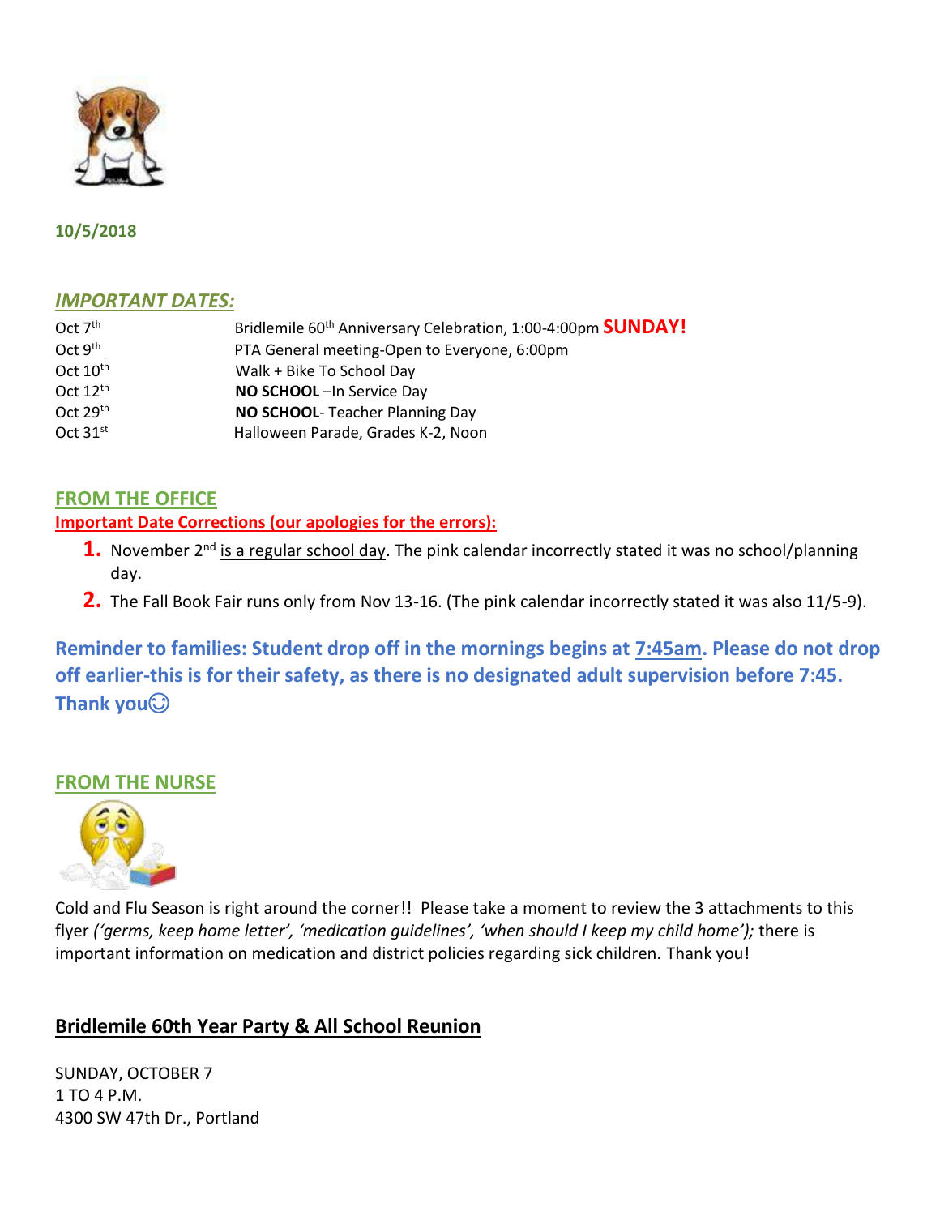**10/5/2018**

## *IMPORTANT DATES:*

| | |
|---|---|
| Oct 7th | Bridlemile 60th Anniversary Celebration, 1:00-4:00pm **SUNDAY!** |
| Oct 9th | PTA General meeting-Open to Everyone, 6:00pm |
| Oct 10th | Walk + Bike To School Day |
| Oct 12th | **NO SCHOOL** –In Service Day |
| Oct 29th | **NO SCHOOL**- Teacher Planning Day |
| Oct 31st | Halloween Parade, Grades K-2, Noon |

## FROM THE OFFICE

**Important Date Corrections (our apologies for the errors):**

1. November 2nd is a regular school day. The pink calendar incorrectly stated it was no school/planning day.
2. The Fall Book Fair runs only from Nov 13-16. (The pink calendar incorrectly stated it was also 11/5-9).

**Reminder to families: Student drop off in the mornings begins at 7:45am. Please do not drop off earlier-this is for their safety, as there is no designated adult supervision before 7:45. Thank you☺**

## FROM THE NURSE

Cold and Flu Season is right around the corner!! Please take a moment to review the 3 attachments to this flyer *('germs, keep home letter', 'medication guidelines', 'when should I keep my child home');* there is important information on medication and district policies regarding sick children. Thank you!

## Bridlemile 60th Year Party & All School Reunion

SUNDAY, OCTOBER 7
1 TO 4 P.M.
4300 SW 47th Dr., Portland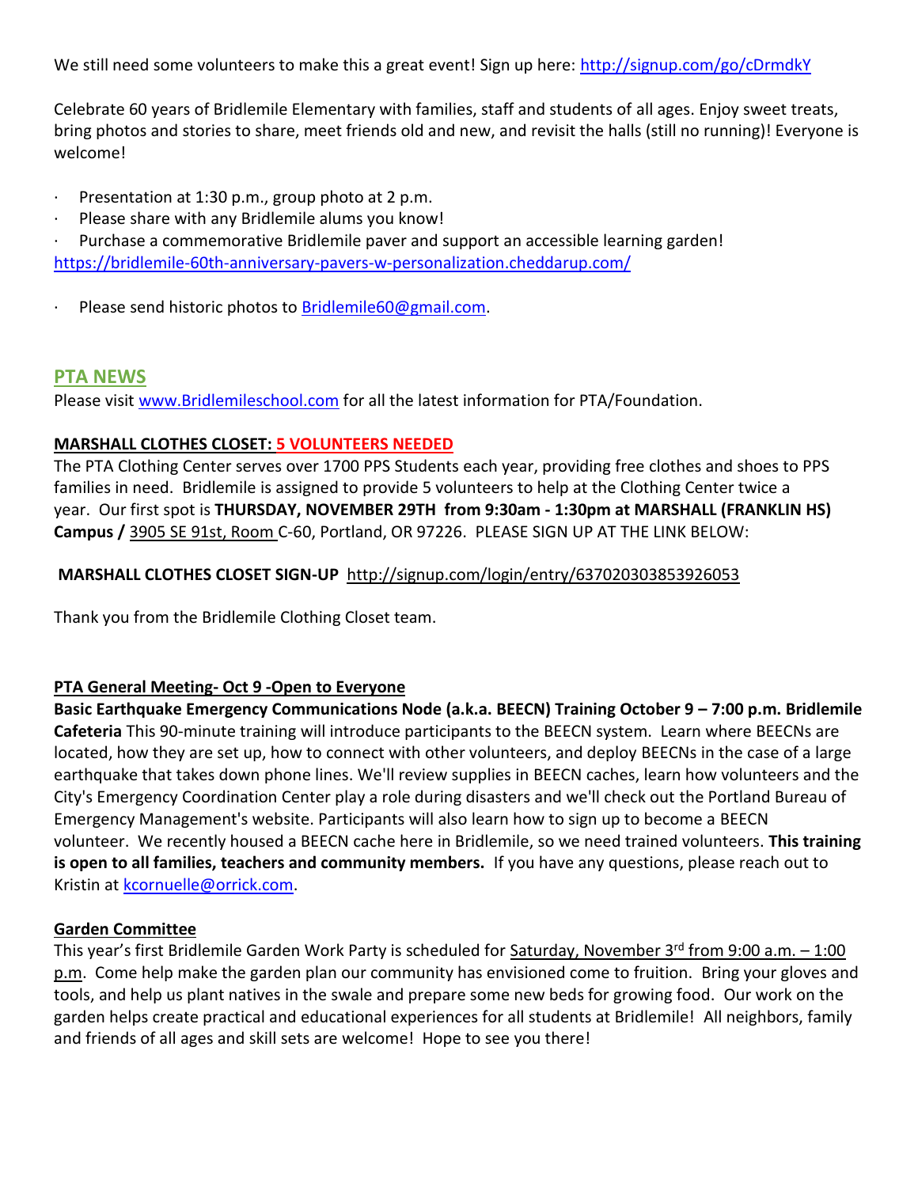We still need some volunteers to make this a great event! Sign up here: http://signup.com/go/cDrmdkY

Celebrate 60 years of Bridlemile Elementary with families, staff and students of all ages. Enjoy sweet treats, bring photos and stories to share, meet friends old and new, and revisit the halls (still no running)! Everyone is welcome!

- Presentation at 1:30 p.m., group photo at 2 p.m.
- Please share with any Bridlemile alums you know!
- Purchase a commemorative Bridlemile paver and support an accessible learning garden!

https://bridlemile-60th-anniversary-pavers-w-personalization.cheddarup.com/

- Please send historic photos to Bridlemile60@gmail.com.

## PTA NEWS

Please visit www.Bridlemileschool.com for all the latest information for PTA/Foundation.

**MARSHALL CLOTHES CLOSET: 5 VOLUNTEERS NEEDED**

The PTA Clothing Center serves over 1700 PPS Students each year, providing free clothes and shoes to PPS families in need. Bridlemile is assigned to provide 5 volunteers to help at the Clothing Center twice a year. Our first spot is **THURSDAY, NOVEMBER 29TH from 9:30am - 1:30pm at MARSHALL (FRANKLIN HS) Campus /** 3905 SE 91st, Room C-60, Portland, OR 97226. PLEASE SIGN UP AT THE LINK BELOW:

**MARSHALL CLOTHES CLOSET SIGN-UP** http://signup.com/login/entry/637020303853926053

Thank you from the Bridlemile Clothing Closet team.

**PTA General Meeting- Oct 9 -Open to Everyone**

**Basic Earthquake Emergency Communications Node (a.k.a. BEECN) Training October 9 – 7:00 p.m. Bridlemile Cafeteria** This 90-minute training will introduce participants to the BEECN system. Learn where BEECNs are located, how they are set up, how to connect with other volunteers, and deploy BEECNs in the case of a large earthquake that takes down phone lines. We'll review supplies in BEECN caches, learn how volunteers and the City's Emergency Coordination Center play a role during disasters and we'll check out the Portland Bureau of Emergency Management's website. Participants will also learn how to sign up to become a BEECN volunteer. We recently housed a BEECN cache here in Bridlemile, so we need trained volunteers. **This training is open to all families, teachers and community members.** If you have any questions, please reach out to Kristin at kcornuelle@orrick.com.

**Garden Committee**

This year's first Bridlemile Garden Work Party is scheduled for Saturday, November 3rd from 9:00 a.m. – 1:00 p.m. Come help make the garden plan our community has envisioned come to fruition. Bring your gloves and tools, and help us plant natives in the swale and prepare some new beds for growing food. Our work on the garden helps create practical and educational experiences for all students at Bridlemile! All neighbors, family and friends of all ages and skill sets are welcome! Hope to see you there!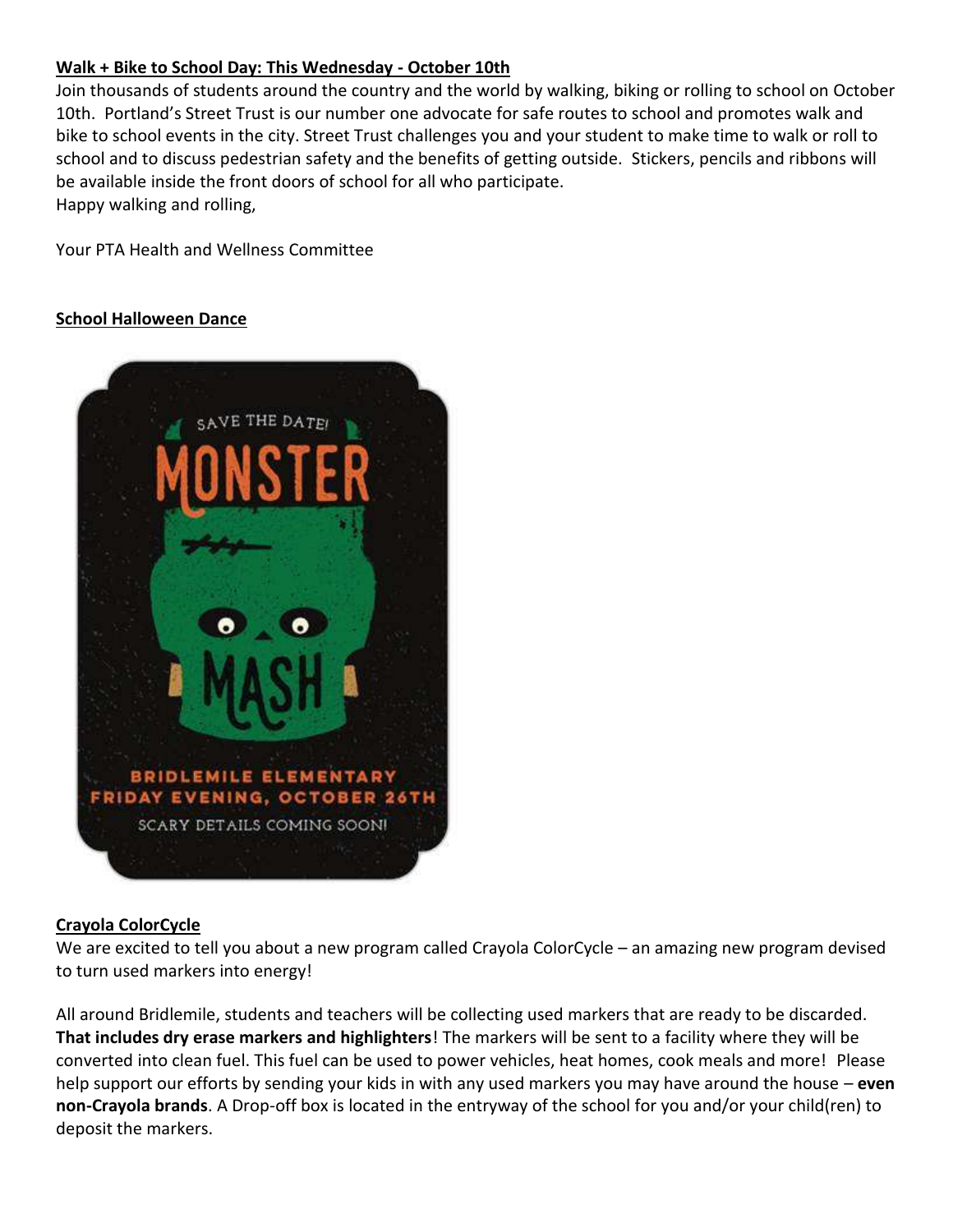**Walk + Bike to School Day: This Wednesday - October 10th**

Join thousands of students around the country and the world by walking, biking or rolling to school on October 10th. Portland's Street Trust is our number one advocate for safe routes to school and promotes walk and bike to school events in the city. Street Trust challenges you and your student to make time to walk or roll to school and to discuss pedestrian safety and the benefits of getting outside. Stickers, pencils and ribbons will be available inside the front doors of school for all who participate.

Happy walking and rolling,

Your PTA Health and Wellness Committee

**School Halloween Dance**

SAVE THE DATE!

MONSTER MASH

BRIDLEMILE ELEMENTARY

FRIDAY EVENING, OCTOBER 26TH

SCARY DETAILS COMING SOON!

**Crayola ColorCycle**

We are excited to tell you about a new program called Crayola ColorCycle – an amazing new program devised to turn used markers into energy!

All around Bridlemile, students and teachers will be collecting used markers that are ready to be discarded. **That includes dry erase markers and highlighters**! The markers will be sent to a facility where they will be converted into clean fuel. This fuel can be used to power vehicles, heat homes, cook meals and more! Please help support our efforts by sending your kids in with any used markers you may have around the house – **even non-Crayola brands**. A Drop-off box is located in the entryway of the school for you and/or your child(ren) to deposit the markers.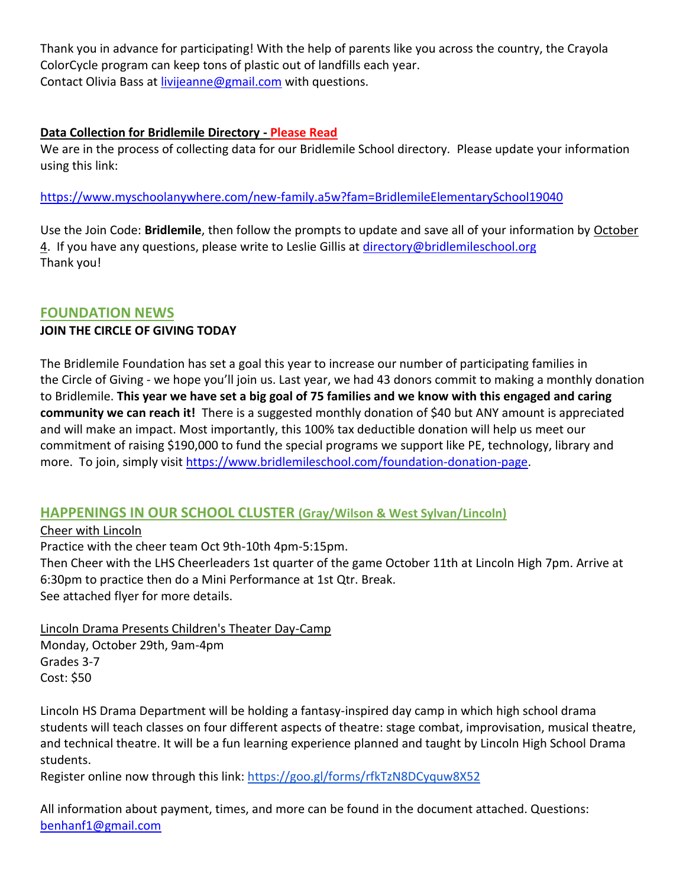Thank you in advance for participating! With the help of parents like you across the country, the Crayola ColorCycle program can keep tons of plastic out of landfills each year.
Contact Olivia Bass at livijeanne@gmail.com with questions.

**Data Collection for Bridlemile Directory - Please Read**

We are in the process of collecting data for our Bridlemile School directory. Please update your information using this link:

https://www.myschoolanywhere.com/new-family.a5w?fam=BridlemileElementarySchool19040

Use the Join Code: **Bridlemile**, then follow the prompts to update and save all of your information by October 4. If you have any questions, please write to Leslie Gillis at directory@bridlemileschool.org
Thank you!

## FOUNDATION NEWS

**JOIN THE CIRCLE OF GIVING TODAY**

The Bridlemile Foundation has set a goal this year to increase our number of participating families in the Circle of Giving - we hope you'll join us. Last year, we had 43 donors commit to making a monthly donation to Bridlemile. **This year we have set a big goal of 75 families and we know with this engaged and caring community we can reach it!** There is a suggested monthly donation of $40 but ANY amount is appreciated and will make an impact. Most importantly, this 100% tax deductible donation will help us meet our commitment of raising $190,000 to fund the special programs we support like PE, technology, library and more. To join, simply visit https://www.bridlemileschool.com/foundation-donation-page.

## HAPPENINGS IN OUR SCHOOL CLUSTER (Gray/Wilson & West Sylvan/Lincoln)

Cheer with Lincoln

Practice with the cheer team Oct 9th-10th 4pm-5:15pm.
Then Cheer with the LHS Cheerleaders 1st quarter of the game October 11th at Lincoln High 7pm. Arrive at 6:30pm to practice then do a Mini Performance at 1st Qtr. Break.
See attached flyer for more details.

Lincoln Drama Presents Children's Theater Day-Camp

Monday, October 29th, 9am-4pm
Grades 3-7
Cost: $50

Lincoln HS Drama Department will be holding a fantasy-inspired day camp in which high school drama students will teach classes on four different aspects of theatre: stage combat, improvisation, musical theatre, and technical theatre. It will be a fun learning experience planned and taught by Lincoln High School Drama students.
Register online now through this link: https://goo.gl/forms/rfkTzN8DCyquw8X52

All information about payment, times, and more can be found in the document attached. Questions: benhanf1@gmail.com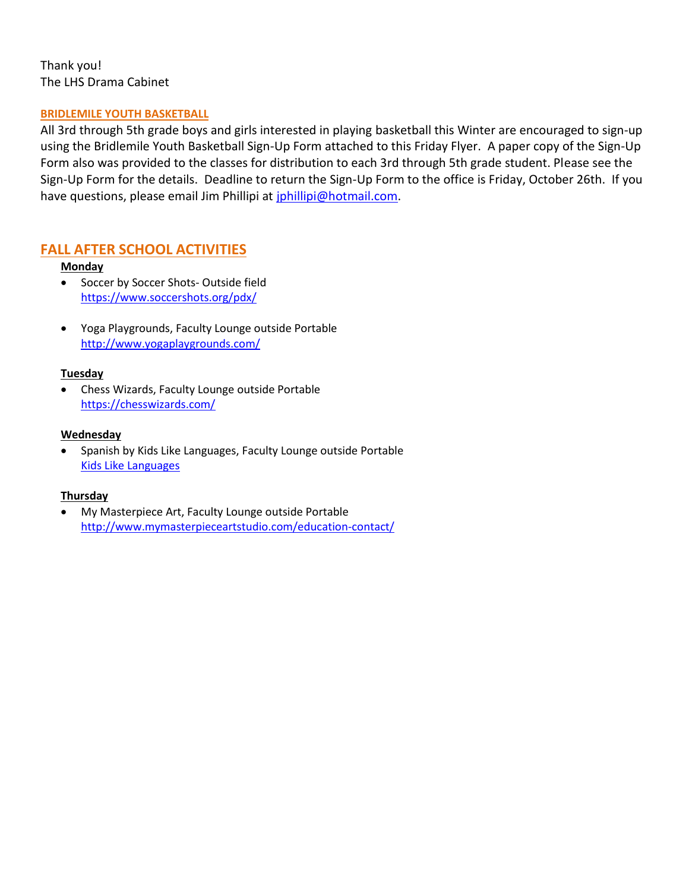Thank you!
The LHS Drama Cabinet

### BRIDLEMILE YOUTH BASKETBALL

All 3rd through 5th grade boys and girls interested in playing basketball this Winter are encouraged to sign-up using the Bridlemile Youth Basketball Sign-Up Form attached to this Friday Flyer. A paper copy of the Sign-Up Form also was provided to the classes for distribution to each 3rd through 5th grade student. Please see the Sign-Up Form for the details. Deadline to return the Sign-Up Form to the office is Friday, October 26th. If you have questions, please email Jim Phillipi at jphillipi@hotmail.com.

## FALL AFTER SCHOOL ACTIVITIES

**Monday**

- Soccer by Soccer Shots- Outside field
  https://www.soccershots.org/pdx/

- Yoga Playgrounds, Faculty Lounge outside Portable
  http://www.yogaplaygrounds.com/

**Tuesday**

- Chess Wizards, Faculty Lounge outside Portable
  https://chesswizards.com/

**Wednesday**

- Spanish by Kids Like Languages, Faculty Lounge outside Portable
  Kids Like Languages

**Thursday**

- My Masterpiece Art, Faculty Lounge outside Portable
  http://www.mymasterpieceartstudio.com/education-contact/